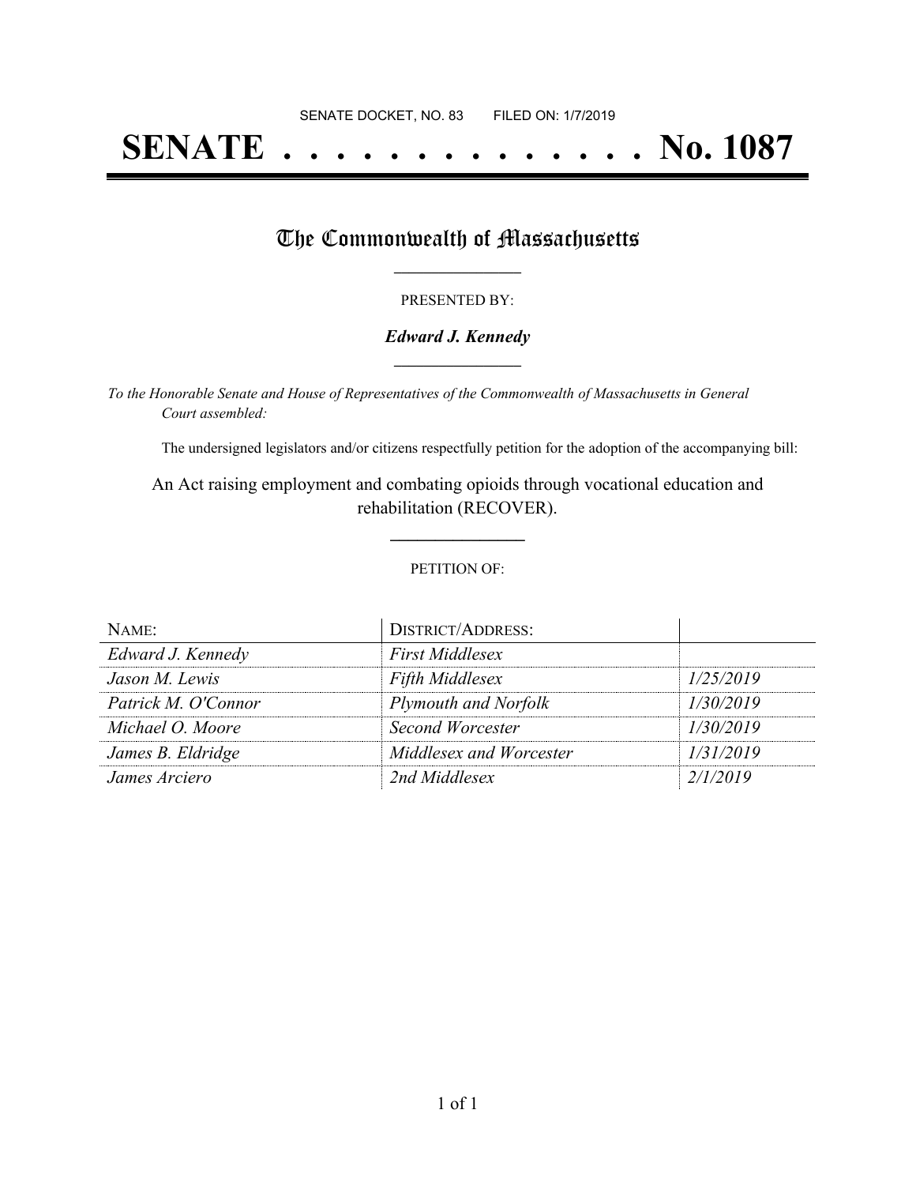SENATE DOCKET, NO. 83        FILED ON: 1/7/2019

# SENATE . . . . . . . . . . . . . . No. 1087

## The Commonwealth of Massachusetts

PRESENTED BY:

***Edward J. Kennedy***

*To the Honorable Senate and House of Representatives of the Commonwealth of Massachusetts in General Court assembled:*

The undersigned legislators and/or citizens respectfully petition for the adoption of the accompanying bill:

An Act raising employment and combating opioids through vocational education and rehabilitation (RECOVER).

PETITION OF:

| NAME: | DISTRICT/ADDRESS: | |
|---|---|---|
| *Edward J. Kennedy* | *First Middlesex* | |
| *Jason M. Lewis* | *Fifth Middlesex* | *1/25/2019* |
| *Patrick M. O'Connor* | *Plymouth and Norfolk* | *1/30/2019* |
| *Michael O. Moore* | *Second Worcester* | *1/30/2019* |
| *James B. Eldridge* | *Middlesex and Worcester* | *1/31/2019* |
| *James Arciero* | *2nd Middlesex* | *2/1/2019* |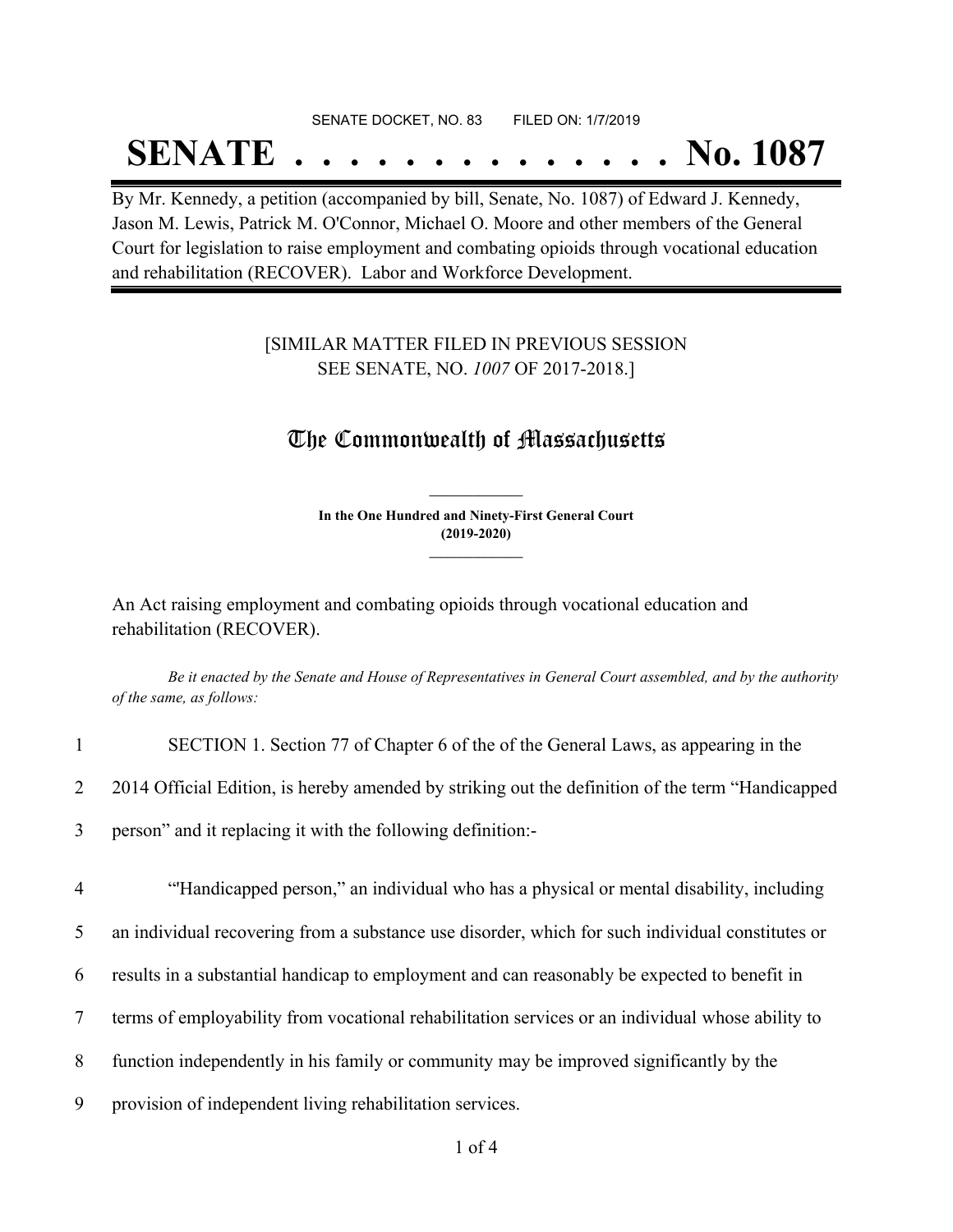SENATE DOCKET, NO. 83        FILED ON: 1/7/2019

# SENATE . . . . . . . . . . . . . . No. 1087

By Mr. Kennedy, a petition (accompanied by bill, Senate, No. 1087) of Edward J. Kennedy, Jason M. Lewis, Patrick M. O'Connor, Michael O. Moore and other members of the General Court for legislation to raise employment and combating opioids through vocational education and rehabilitation (RECOVER). Labor and Workforce Development.

[SIMILAR MATTER FILED IN PREVIOUS SESSION
SEE SENATE, NO. *1007* OF 2017-2018.]

## The Commonwealth of Massachusetts

**In the One Hundred and Ninety-First General Court**
**(2019-2020)**

An Act raising employment and combating opioids through vocational education and rehabilitation (RECOVER).

*Be it enacted by the Senate and House of Representatives in General Court assembled, and by the authority of the same, as follows:*

1 SECTION 1. Section 77 of Chapter 6 of the of the General Laws, as appearing in the
2 2014 Official Edition, is hereby amended by striking out the definition of the term "Handicapped
3 person" and it replacing it with the following definition:-

4 "Handicapped person," an individual who has a physical or mental disability, including
5 an individual recovering from a substance use disorder, which for such individual constitutes or
6 results in a substantial handicap to employment and can reasonably be expected to benefit in
7 terms of employability from vocational rehabilitation services or an individual whose ability to
8 function independently in his family or community may be improved significantly by the
9 provision of independent living rehabilitation services.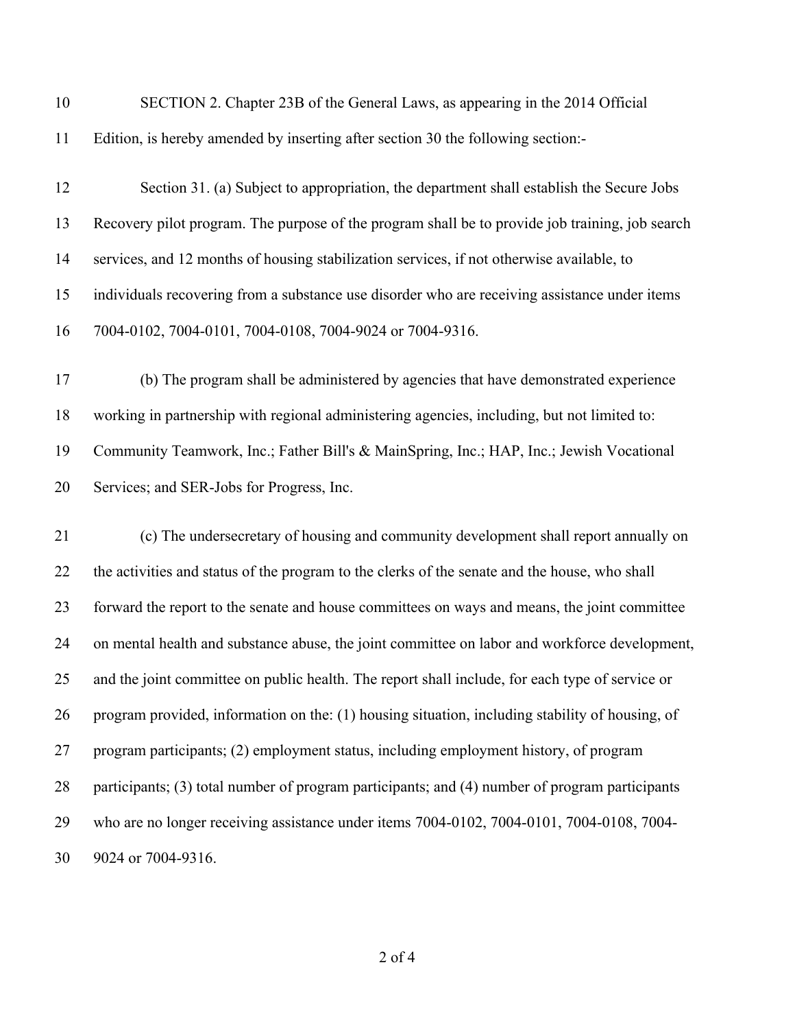SECTION 2. Chapter 23B of the General Laws, as appearing in the 2014 Official Edition, is hereby amended by inserting after section 30 the following section:-

Section 31. (a) Subject to appropriation, the department shall establish the Secure Jobs Recovery pilot program. The purpose of the program shall be to provide job training, job search services, and 12 months of housing stabilization services, if not otherwise available, to individuals recovering from a substance use disorder who are receiving assistance under items 7004-0102, 7004-0101, 7004-0108, 7004-9024 or 7004-9316.

(b) The program shall be administered by agencies that have demonstrated experience working in partnership with regional administering agencies, including, but not limited to: Community Teamwork, Inc.; Father Bill's & MainSpring, Inc.; HAP, Inc.; Jewish Vocational Services; and SER-Jobs for Progress, Inc.

(c) The undersecretary of housing and community development shall report annually on the activities and status of the program to the clerks of the senate and the house, who shall forward the report to the senate and house committees on ways and means, the joint committee on mental health and substance abuse, the joint committee on labor and workforce development, and the joint committee on public health. The report shall include, for each type of service or program provided, information on the: (1) housing situation, including stability of housing, of program participants; (2) employment status, including employment history, of program participants; (3) total number of program participants; and (4) number of program participants who are no longer receiving assistance under items 7004-0102, 7004-0101, 7004-0108, 7004-9024 or 7004-9316.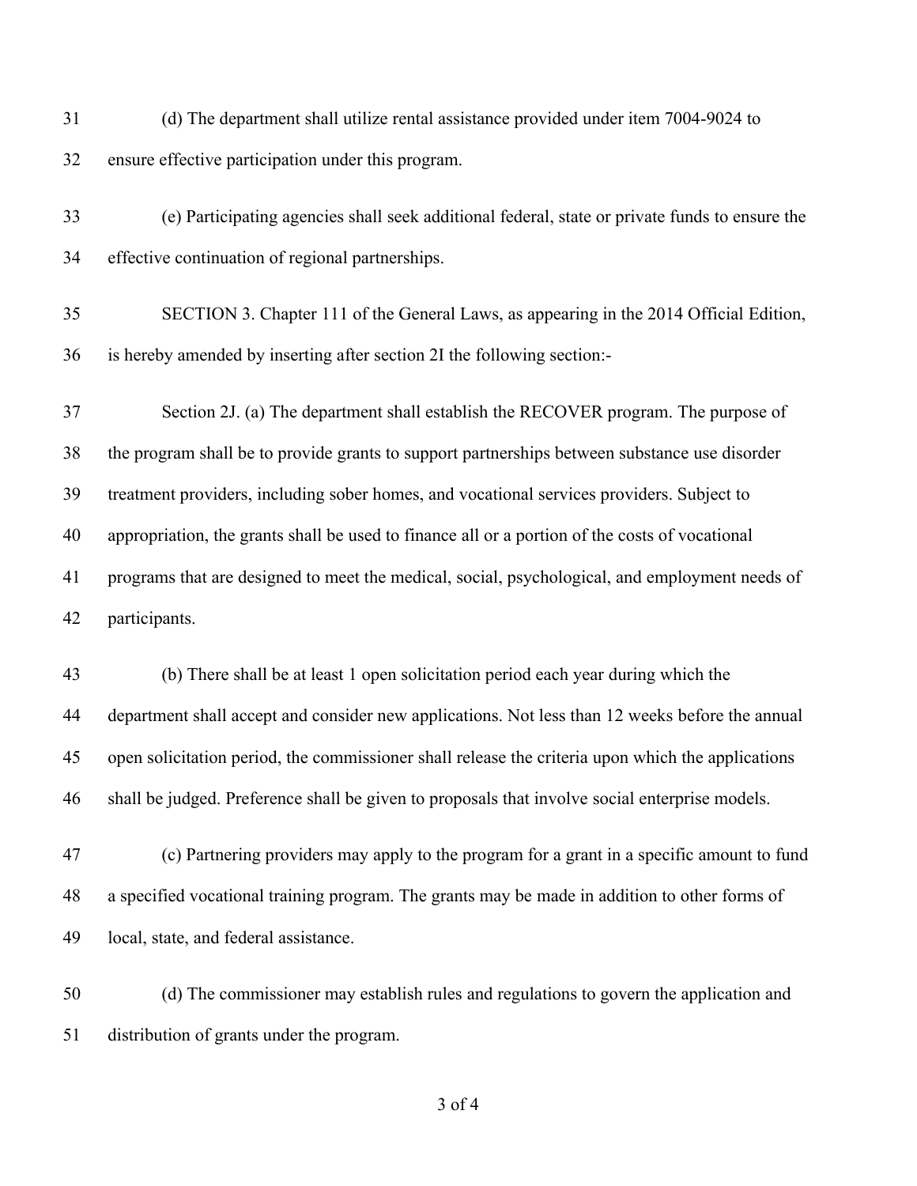(d) The department shall utilize rental assistance provided under item 7004-9024 to ensure effective participation under this program.

(e) Participating agencies shall seek additional federal, state or private funds to ensure the effective continuation of regional partnerships.

SECTION 3. Chapter 111 of the General Laws, as appearing in the 2014 Official Edition, is hereby amended by inserting after section 2I the following section:-

Section 2J. (a) The department shall establish the RECOVER program. The purpose of the program shall be to provide grants to support partnerships between substance use disorder treatment providers, including sober homes, and vocational services providers. Subject to appropriation, the grants shall be used to finance all or a portion of the costs of vocational programs that are designed to meet the medical, social, psychological, and employment needs of participants.

(b) There shall be at least 1 open solicitation period each year during which the department shall accept and consider new applications. Not less than 12 weeks before the annual open solicitation period, the commissioner shall release the criteria upon which the applications shall be judged. Preference shall be given to proposals that involve social enterprise models.

(c) Partnering providers may apply to the program for a grant in a specific amount to fund a specified vocational training program. The grants may be made in addition to other forms of local, state, and federal assistance.

(d) The commissioner may establish rules and regulations to govern the application and distribution of grants under the program.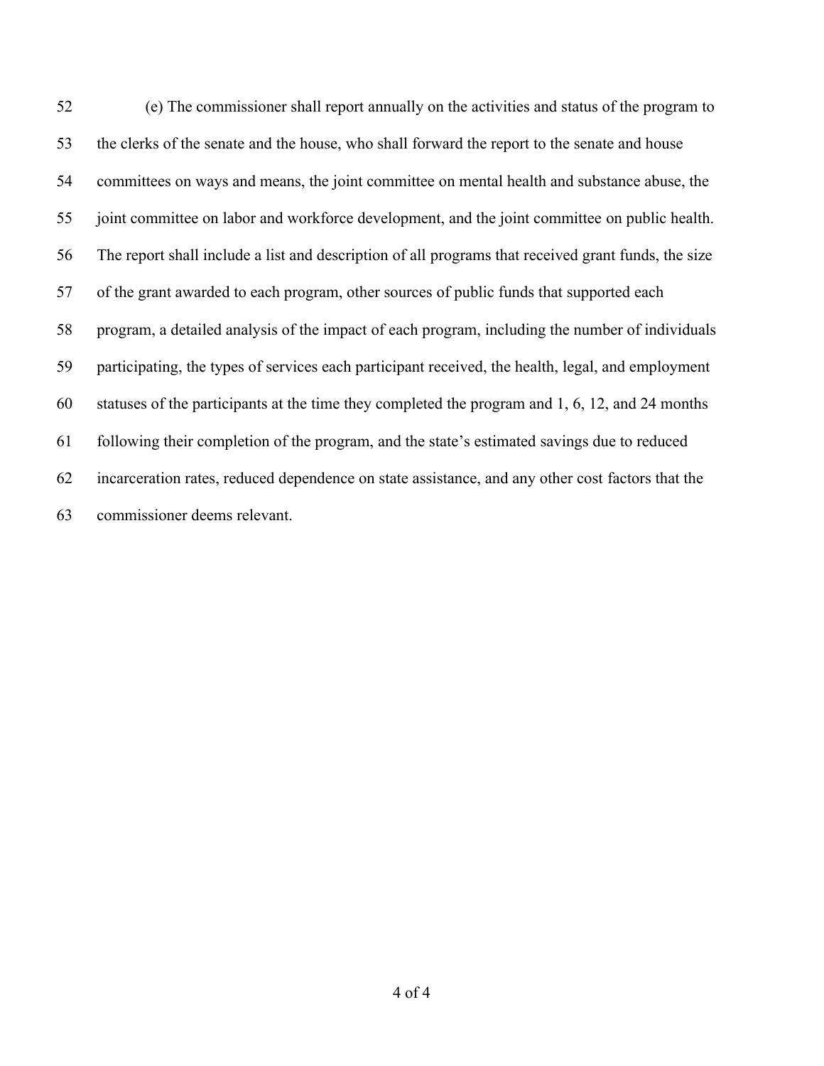(e) The commissioner shall report annually on the activities and status of the program to the clerks of the senate and the house, who shall forward the report to the senate and house committees on ways and means, the joint committee on mental health and substance abuse, the joint committee on labor and workforce development, and the joint committee on public health. The report shall include a list and description of all programs that received grant funds, the size of the grant awarded to each program, other sources of public funds that supported each program, a detailed analysis of the impact of each program, including the number of individuals participating, the types of services each participant received, the health, legal, and employment statuses of the participants at the time they completed the program and 1, 6, 12, and 24 months following their completion of the program, and the state's estimated savings due to reduced incarceration rates, reduced dependence on state assistance, and any other cost factors that the commissioner deems relevant.